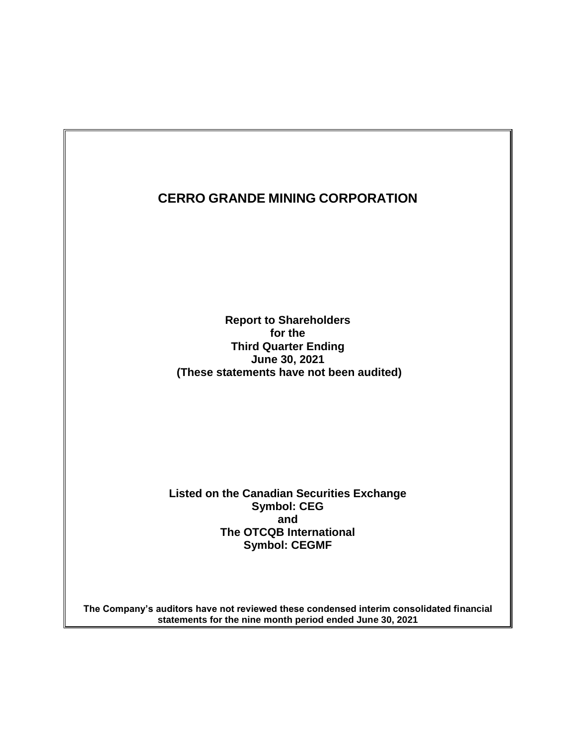# CERRO GRANDE MINING CORPORATION

**Report to Shareholders**
**for the**
**Third Quarter Ending**
**June 30, 2021**
**(These statements have not been audited)**

**Listed on the Canadian Securities Exchange**
**Symbol: CEG**
**and**
**The OTCQB International**
**Symbol: CEGMF**

**The Company's auditors have not reviewed these condensed interim consolidated financial statements for the nine month period ended June 30, 2021**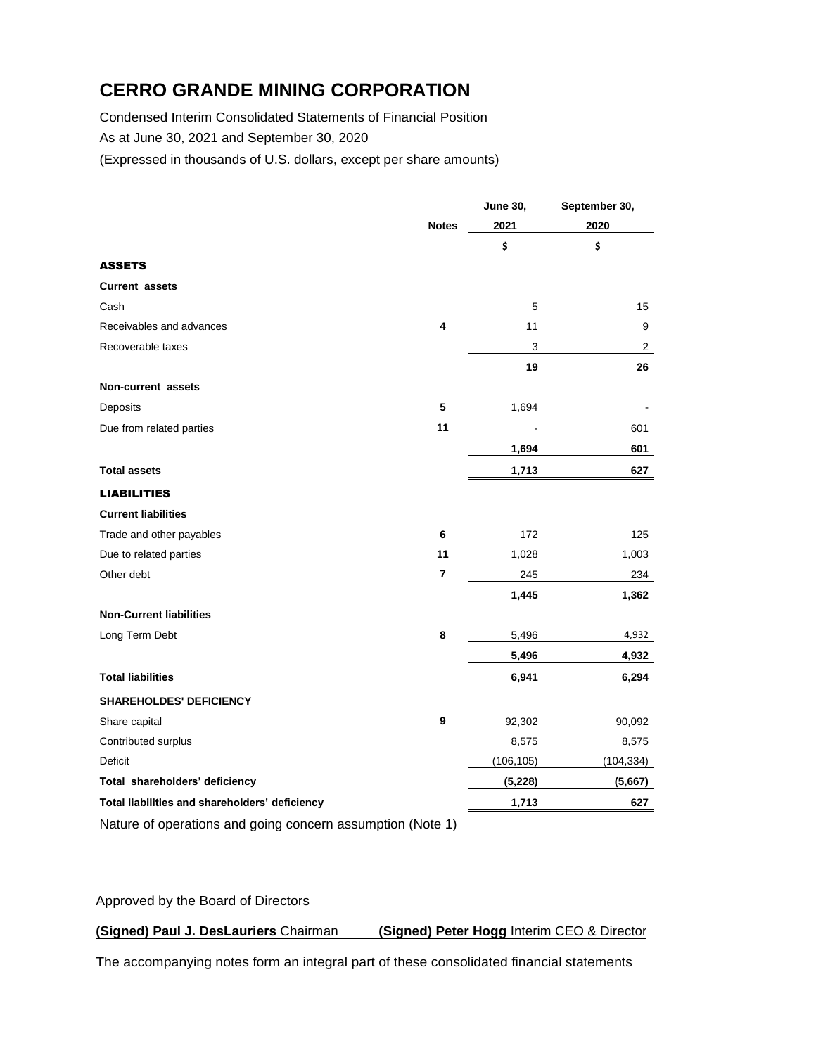# CERRO GRANDE MINING CORPORATION

Condensed Interim Consolidated Statements of Financial Position

As at June 30, 2021 and September 30, 2020

(Expressed in thousands of U.S. dollars, except per share amounts)

| | Notes | June 30, 2021 | September 30, 2020 |
|---|---|---|---|
| | | $ | $ |
| **ASSETS** | | | |
| **Current assets** | | | |
| Cash | | 5 | 15 |
| Receivables and advances | **4** | 11 | 9 |
| Recoverable taxes | | 3 | 2 |
| | | **19** | **26** |
| **Non-current assets** | | | |
| Deposits | **5** | 1,694 | - |
| Due from related parties | **11** | - | 601 |
| | | **1,694** | **601** |
| **Total assets** | | **1,713** | **627** |
| **LIABILITIES** | | | |
| **Current liabilities** | | | |
| Trade and other payables | **6** | 172 | 125 |
| Due to related parties | **11** | 1,028 | 1,003 |
| Other debt | **7** | 245 | 234 |
| | | **1,445** | **1,362** |
| **Non-Current liabilities** | | | |
| Long Term Debt | **8** | 5,496 | 4,932 |
| | | **5,496** | **4,932** |
| **Total liabilities** | | **6,941** | **6,294** |
| **SHAREHOLDES' DEFICIENCY** | | | |
| Share capital | **9** | 92,302 | 90,092 |
| Contributed surplus | | 8,575 | 8,575 |
| Deficit | | (106,105) | (104,334) |
| **Total shareholders' deficiency** | | **(5,228)** | **(5,667)** |
| **Total liabilities and shareholders' deficiency** | | **1,713** | **627** |

Nature of operations and going concern assumption (Note 1)

Approved by the Board of Directors

**(Signed) Paul J. DesLauriers** Chairman **(Signed) Peter Hogg** Interim CEO & Director

The accompanying notes form an integral part of these consolidated financial statements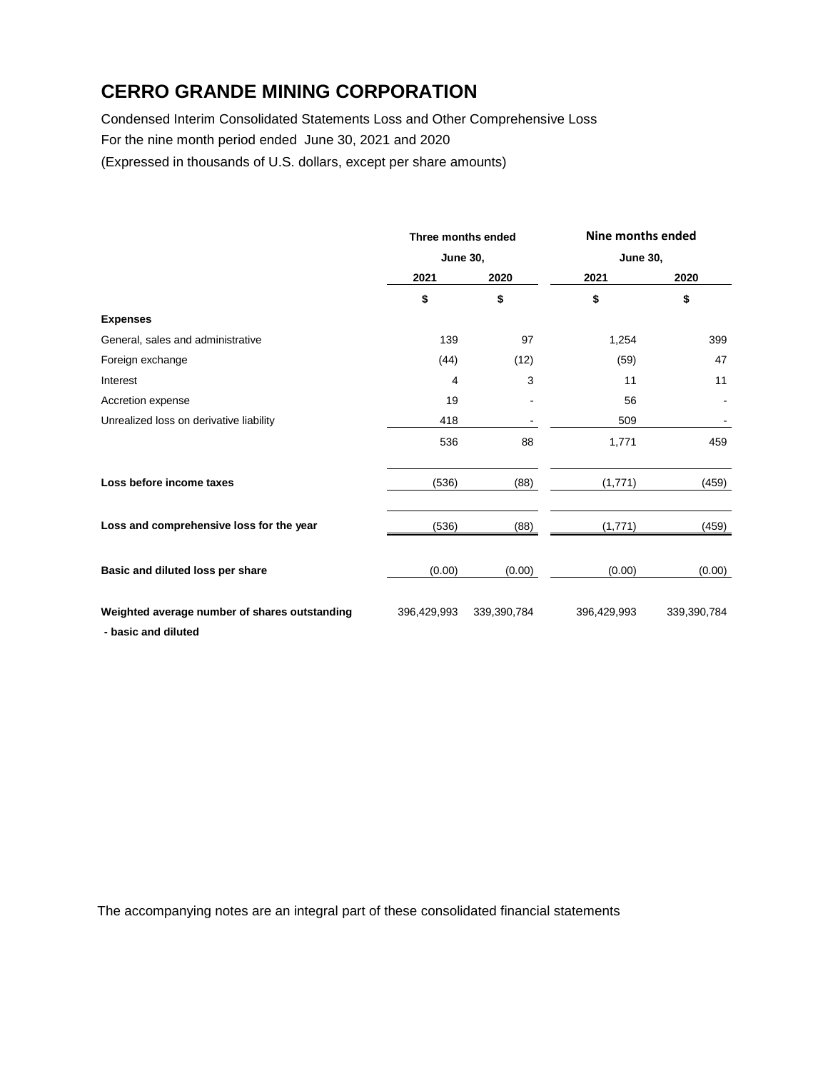# CERRO GRANDE MINING CORPORATION

Condensed Interim Consolidated Statements Loss and Other Comprehensive Loss

For the nine month period ended June 30, 2021 and 2020

(Expressed in thousands of U.S. dollars, except per share amounts)

| | Three months ended June 30, | | Nine months ended June 30, | |
|---|---|---|---|---|
| | 2021 | 2020 | 2021 | 2020 |
| | $ | $ | $ | $ |
| **Expenses** | | | | |
| General, sales and administrative | 139 | 97 | 1,254 | 399 |
| Foreign exchange | (44) | (12) | (59) | 47 |
| Interest | 4 | 3 | 11 | 11 |
| Accretion expense | 19 | - | 56 | - |
| Unrealized loss on derivative liability | 418 | - | 509 | - |
| | 536 | 88 | 1,771 | 459 |
| **Loss before income taxes** | (536) | (88) | (1,771) | (459) |
| **Loss and comprehensive loss for the year** | (536) | (88) | (1,771) | (459) |
| **Basic and diluted loss per share** | (0.00) | (0.00) | (0.00) | (0.00) |
| **Weighted average number of shares outstanding - basic and diluted** | 396,429,993 | 339,390,784 | 396,429,993 | 339,390,784 |

The accompanying notes are an integral part of these consolidated financial statements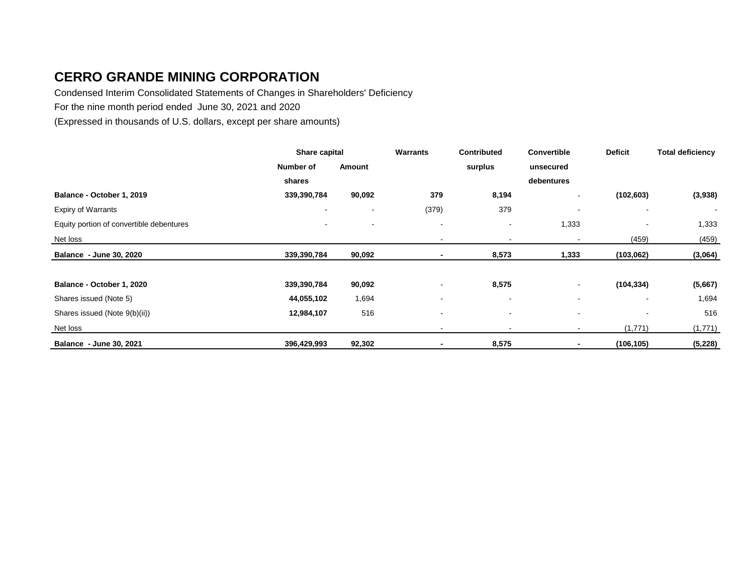# CERRO GRANDE MINING CORPORATION

Condensed Interim Consolidated Statements of Changes in Shareholders' Deficiency

For the nine month period ended June 30, 2021 and 2020

(Expressed in thousands of U.S. dollars, except per share amounts)

| | Share capital | | Warrants | Contributed | Convertible | Deficit | Total deficiency |
|---|---|---|---|---|---|---|---|
| | Number of shares | Amount | | surplus | unsecured debentures | | |
| **Balance - October 1, 2019** | **339,390,784** | **90,092** | **379** | **8,194** | - | **(102,603)** | **(3,938)** |
| Expiry of Warrants | - | - | (379) | 379 | - | - | - |
| Equity portion of convertible debentures | - | - | - | - | 1,333 | - | 1,333 |
| Net loss | | | - | - | - | (459) | (459) |
| **Balance - June 30, 2020** | **339,390,784** | **90,092** | **-** | **8,573** | **1,333** | **(103,062)** | **(3,064)** |
| | | | | | | | |
| **Balance - October 1, 2020** | **339,390,784** | **90,092** | - | **8,575** | - | **(104,334)** | **(5,667)** |
| Shares issued (Note 5) | **44,055,102** | 1,694 | - | - | - | - | 1,694 |
| Shares issued (Note 9(b)(ii)) | **12,984,107** | 516 | - | - | - | - | 516 |
| Net loss | | | - | - | - | (1,771) | (1,771) |
| **Balance - June 30, 2021** | **396,429,993** | **92,302** | **-** | **8,575** | **-** | **(106,105)** | **(5,228)** |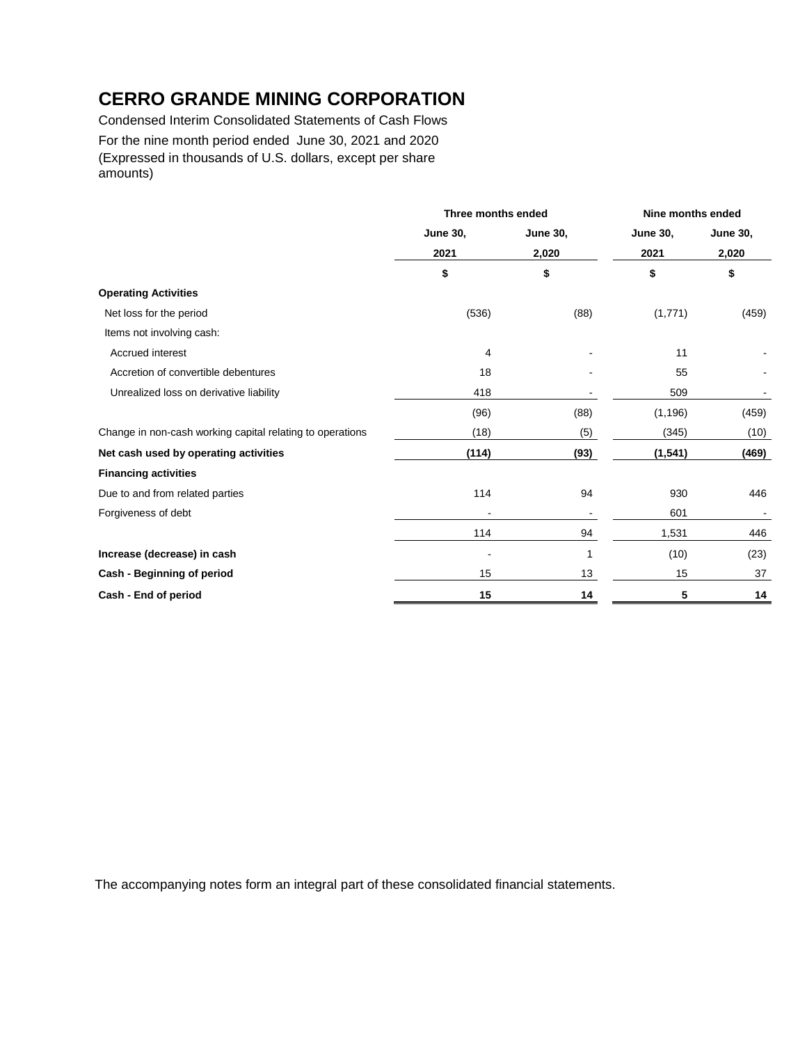# CERRO GRANDE MINING CORPORATION

Condensed Interim Consolidated Statements of Cash Flows

For the nine month period ended June 30, 2021 and 2020

(Expressed in thousands of U.S. dollars, except per share amounts)

| | Three months ended | | Nine months ended | |
|---|---|---|---|---|
| | June 30, 2021 | June 30, 2,020 | June 30, 2021 | June 30, 2,020 |
| | $ | $ | $ | $ |
| **Operating Activities** | | | | |
| Net loss for the period | (536) | (88) | (1,771) | (459) |
| Items not involving cash: | | | | |
| Accrued interest | 4 | - | 11 | - |
| Accretion of convertible debentures | 18 | - | 55 | - |
| Unrealized loss on derivative liability | 418 | - | 509 | - |
| | (96) | (88) | (1,196) | (459) |
| Change in non-cash working capital relating to operations | (18) | (5) | (345) | (10) |
| **Net cash used by operating activities** | **(114)** | **(93)** | **(1,541)** | **(469)** |
| **Financing activities** | | | | |
| Due to and from related parties | 114 | 94 | 930 | 446 |
| Forgiveness of debt | - | - | 601 | - |
| | 114 | 94 | 1,531 | 446 |
| **Increase (decrease) in cash** | - | 1 | (10) | (23) |
| **Cash - Beginning of period** | 15 | 13 | 15 | 37 |
| **Cash - End of period** | **15** | **14** | **5** | **14** |

The accompanying notes form an integral part of these consolidated financial statements.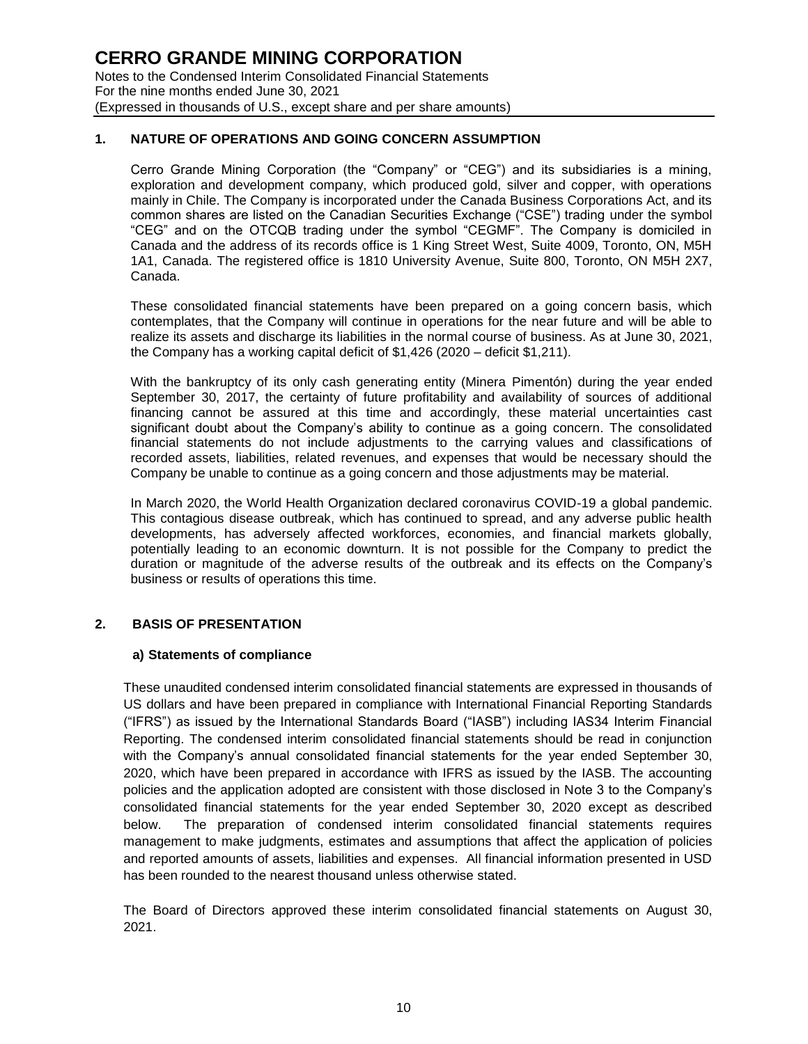## 1. NATURE OF OPERATIONS AND GOING CONCERN ASSUMPTION

Cerro Grande Mining Corporation (the "Company" or "CEG") and its subsidiaries is a mining, exploration and development company, which produced gold, silver and copper, with operations mainly in Chile. The Company is incorporated under the Canada Business Corporations Act, and its common shares are listed on the Canadian Securities Exchange ("CSE") trading under the symbol "CEG" and on the OTCQB trading under the symbol "CEGMF". The Company is domiciled in Canada and the address of its records office is 1 King Street West, Suite 4009, Toronto, ON, M5H 1A1, Canada. The registered office is 1810 University Avenue, Suite 800, Toronto, ON M5H 2X7, Canada.

These consolidated financial statements have been prepared on a going concern basis, which contemplates, that the Company will continue in operations for the near future and will be able to realize its assets and discharge its liabilities in the normal course of business. As at June 30, 2021, the Company has a working capital deficit of $1,426 (2020 – deficit $1,211).

With the bankruptcy of its only cash generating entity (Minera Pimentón) during the year ended September 30, 2017, the certainty of future profitability and availability of sources of additional financing cannot be assured at this time and accordingly, these material uncertainties cast significant doubt about the Company's ability to continue as a going concern. The consolidated financial statements do not include adjustments to the carrying values and classifications of recorded assets, liabilities, related revenues, and expenses that would be necessary should the Company be unable to continue as a going concern and those adjustments may be material.

In March 2020, the World Health Organization declared coronavirus COVID-19 a global pandemic. This contagious disease outbreak, which has continued to spread, and any adverse public health developments, has adversely affected workforces, economies, and financial markets globally, potentially leading to an economic downturn. It is not possible for the Company to predict the duration or magnitude of the adverse results of the outbreak and its effects on the Company's business or results of operations this time.

## 2. BASIS OF PRESENTATION

### a) Statements of compliance

These unaudited condensed interim consolidated financial statements are expressed in thousands of US dollars and have been prepared in compliance with International Financial Reporting Standards ("IFRS") as issued by the International Standards Board ("IASB") including IAS34 Interim Financial Reporting. The condensed interim consolidated financial statements should be read in conjunction with the Company's annual consolidated financial statements for the year ended September 30, 2020, which have been prepared in accordance with IFRS as issued by the IASB. The accounting policies and the application adopted are consistent with those disclosed in Note 3 to the Company's consolidated financial statements for the year ended September 30, 2020 except as described below. The preparation of condensed interim consolidated financial statements requires management to make judgments, estimates and assumptions that affect the application of policies and reported amounts of assets, liabilities and expenses. All financial information presented in USD has been rounded to the nearest thousand unless otherwise stated.

The Board of Directors approved these interim consolidated financial statements on August 30, 2021.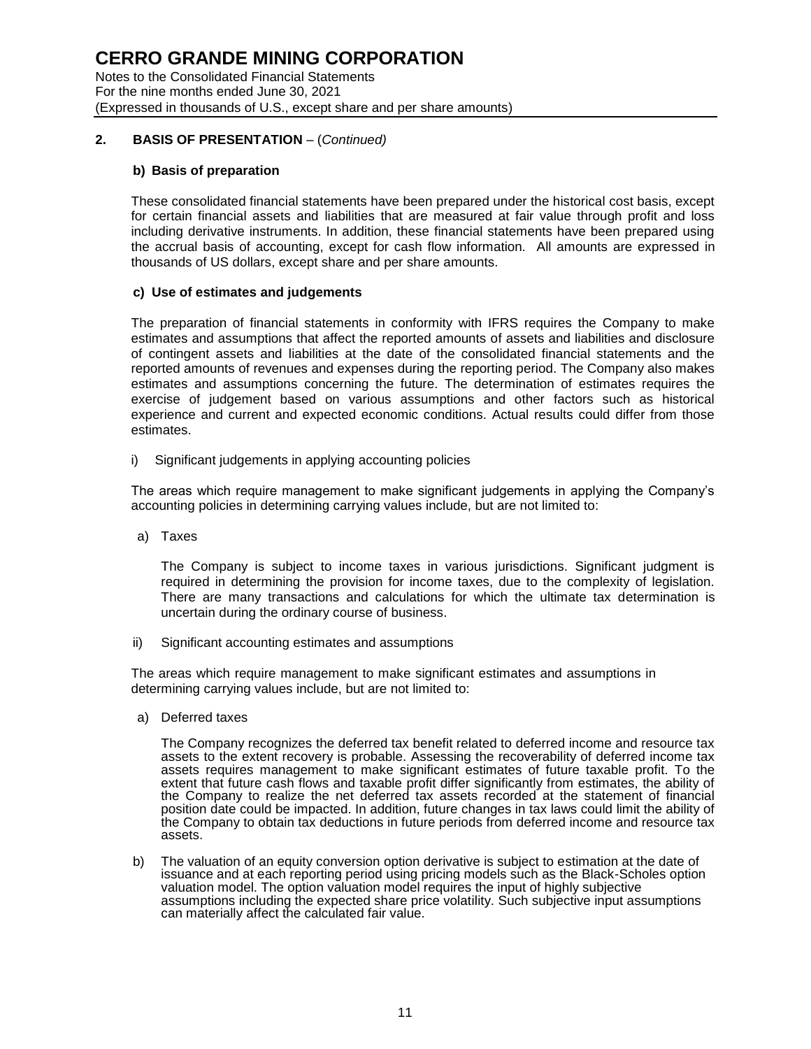## 2. BASIS OF PRESENTATION – (*Continued*)

### b) Basis of preparation

These consolidated financial statements have been prepared under the historical cost basis, except for certain financial assets and liabilities that are measured at fair value through profit and loss including derivative instruments. In addition, these financial statements have been prepared using the accrual basis of accounting, except for cash flow information. All amounts are expressed in thousands of US dollars, except share and per share amounts.

### c) Use of estimates and judgements

The preparation of financial statements in conformity with IFRS requires the Company to make estimates and assumptions that affect the reported amounts of assets and liabilities and disclosure of contingent assets and liabilities at the date of the consolidated financial statements and the reported amounts of revenues and expenses during the reporting period. The Company also makes estimates and assumptions concerning the future. The determination of estimates requires the exercise of judgement based on various assumptions and other factors such as historical experience and current and expected economic conditions. Actual results could differ from those estimates.

i) Significant judgements in applying accounting policies

The areas which require management to make significant judgements in applying the Company's accounting policies in determining carrying values include, but are not limited to:

a) Taxes

The Company is subject to income taxes in various jurisdictions. Significant judgment is required in determining the provision for income taxes, due to the complexity of legislation. There are many transactions and calculations for which the ultimate tax determination is uncertain during the ordinary course of business.

ii) Significant accounting estimates and assumptions

The areas which require management to make significant estimates and assumptions in determining carrying values include, but are not limited to:

a) Deferred taxes

The Company recognizes the deferred tax benefit related to deferred income and resource tax assets to the extent recovery is probable. Assessing the recoverability of deferred income tax assets requires management to make significant estimates of future taxable profit. To the extent that future cash flows and taxable profit differ significantly from estimates, the ability of the Company to realize the net deferred tax assets recorded at the statement of financial position date could be impacted. In addition, future changes in tax laws could limit the ability of the Company to obtain tax deductions in future periods from deferred income and resource tax assets.

b) The valuation of an equity conversion option derivative is subject to estimation at the date of issuance and at each reporting period using pricing models such as the Black-Scholes option valuation model. The option valuation model requires the input of highly subjective assumptions including the expected share price volatility. Such subjective input assumptions can materially affect the calculated fair value.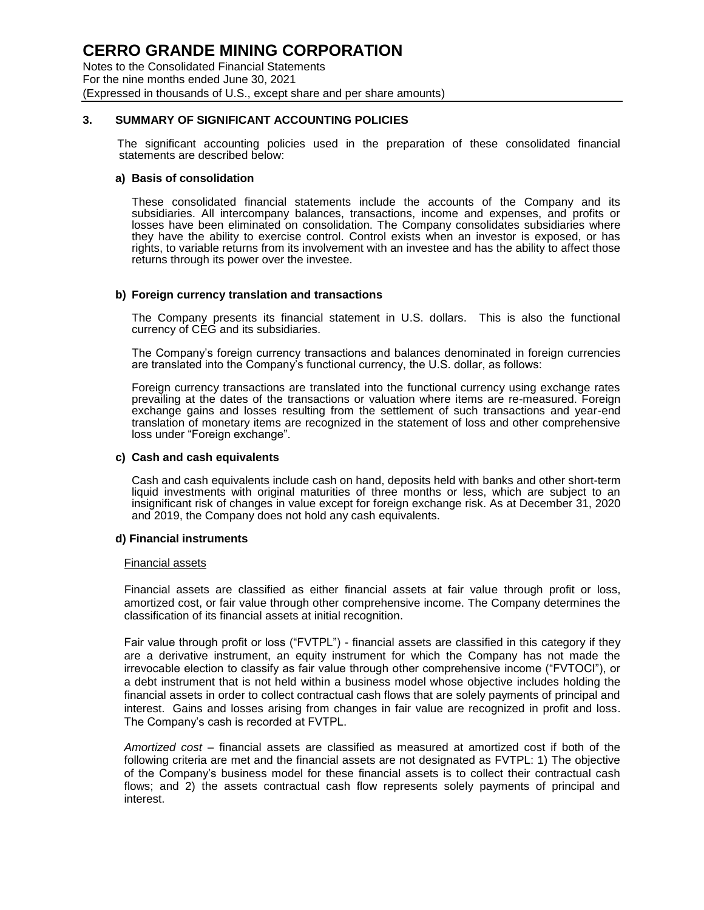### 3. SUMMARY OF SIGNIFICANT ACCOUNTING POLICIES

The significant accounting policies used in the preparation of these consolidated financial statements are described below:

**a) Basis of consolidation**

These consolidated financial statements include the accounts of the Company and its subsidiaries. All intercompany balances, transactions, income and expenses, and profits or losses have been eliminated on consolidation. The Company consolidates subsidiaries where they have the ability to exercise control. Control exists when an investor is exposed, or has rights, to variable returns from its involvement with an investee and has the ability to affect those returns through its power over the investee.

**b) Foreign currency translation and transactions**

The Company presents its financial statement in U.S. dollars. This is also the functional currency of CEG and its subsidiaries.

The Company's foreign currency transactions and balances denominated in foreign currencies are translated into the Company's functional currency, the U.S. dollar, as follows:

Foreign currency transactions are translated into the functional currency using exchange rates prevailing at the dates of the transactions or valuation where items are re-measured. Foreign exchange gains and losses resulting from the settlement of such transactions and year-end translation of monetary items are recognized in the statement of loss and other comprehensive loss under "Foreign exchange".

**c) Cash and cash equivalents**

Cash and cash equivalents include cash on hand, deposits held with banks and other short-term liquid investments with original maturities of three months or less, which are subject to an insignificant risk of changes in value except for foreign exchange risk. As at December 31, 2020 and 2019, the Company does not hold any cash equivalents.

**d) Financial instruments**

Financial assets

Financial assets are classified as either financial assets at fair value through profit or loss, amortized cost, or fair value through other comprehensive income. The Company determines the classification of its financial assets at initial recognition.

Fair value through profit or loss ("FVTPL") - financial assets are classified in this category if they are a derivative instrument, an equity instrument for which the Company has not made the irrevocable election to classify as fair value through other comprehensive income ("FVTOCI"), or a debt instrument that is not held within a business model whose objective includes holding the financial assets in order to collect contractual cash flows that are solely payments of principal and interest. Gains and losses arising from changes in fair value are recognized in profit and loss. The Company's cash is recorded at FVTPL.

*Amortized cost* – financial assets are classified as measured at amortized cost if both of the following criteria are met and the financial assets are not designated as FVTPL: 1) The objective of the Company's business model for these financial assets is to collect their contractual cash flows; and 2) the assets contractual cash flow represents solely payments of principal and interest.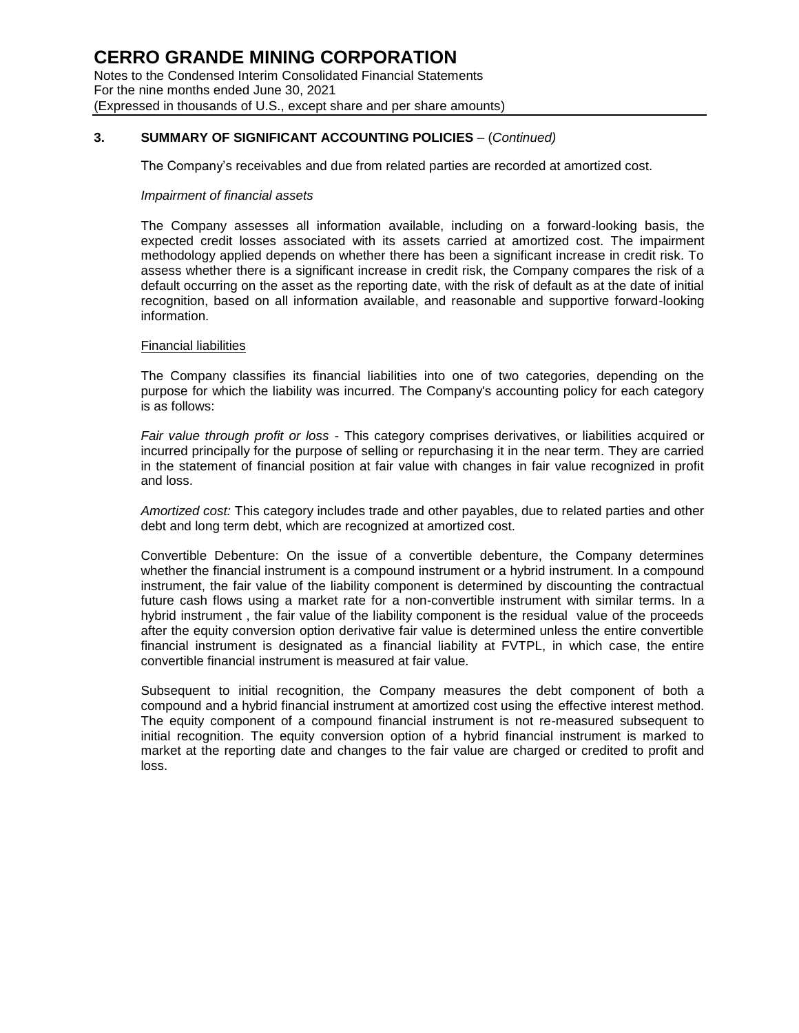## 3. SUMMARY OF SIGNIFICANT ACCOUNTING POLICIES – (*Continued*)

The Company's receivables and due from related parties are recorded at amortized cost.

*Impairment of financial assets*

The Company assesses all information available, including on a forward-looking basis, the expected credit losses associated with its assets carried at amortized cost. The impairment methodology applied depends on whether there has been a significant increase in credit risk. To assess whether there is a significant increase in credit risk, the Company compares the risk of a default occurring on the asset as the reporting date, with the risk of default as at the date of initial recognition, based on all information available, and reasonable and supportive forward-looking information.

Financial liabilities

The Company classifies its financial liabilities into one of two categories, depending on the purpose for which the liability was incurred. The Company's accounting policy for each category is as follows:

*Fair value through profit or loss* - This category comprises derivatives, or liabilities acquired or incurred principally for the purpose of selling or repurchasing it in the near term. They are carried in the statement of financial position at fair value with changes in fair value recognized in profit and loss.

*Amortized cost:* This category includes trade and other payables, due to related parties and other debt and long term debt, which are recognized at amortized cost.

Convertible Debenture: On the issue of a convertible debenture, the Company determines whether the financial instrument is a compound instrument or a hybrid instrument. In a compound instrument, the fair value of the liability component is determined by discounting the contractual future cash flows using a market rate for a non-convertible instrument with similar terms. In a hybrid instrument , the fair value of the liability component is the residual value of the proceeds after the equity conversion option derivative fair value is determined unless the entire convertible financial instrument is designated as a financial liability at FVTPL, in which case, the entire convertible financial instrument is measured at fair value.

Subsequent to initial recognition, the Company measures the debt component of both a compound and a hybrid financial instrument at amortized cost using the effective interest method. The equity component of a compound financial instrument is not re-measured subsequent to initial recognition. The equity conversion option of a hybrid financial instrument is marked to market at the reporting date and changes to the fair value are charged or credited to profit and loss.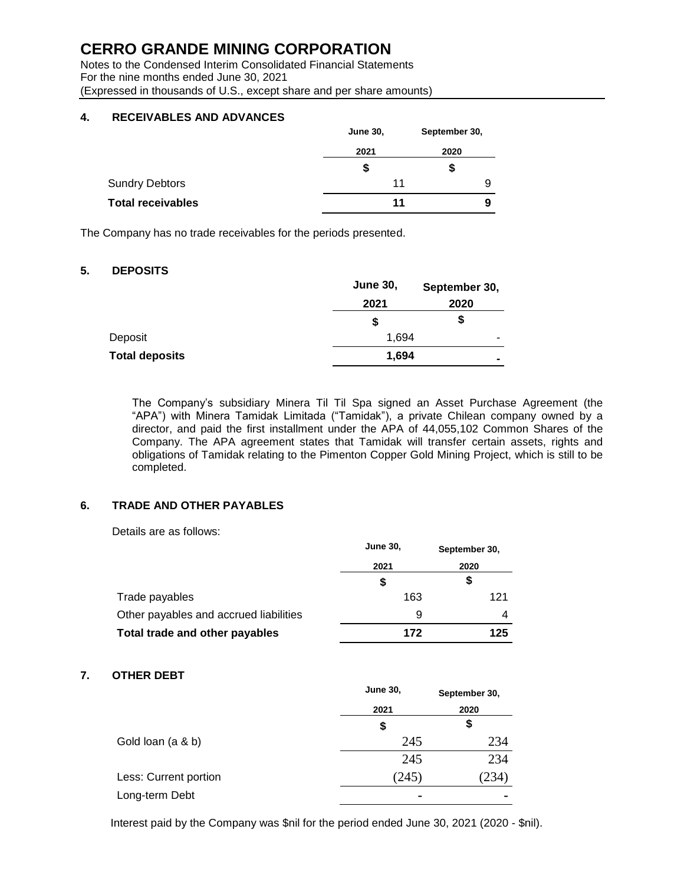## 4. RECEIVABLES AND ADVANCES

| | June 30, 2021 | September 30, 2020 |
|---|---|---|
| | $ | $ |
| Sundry Debtors | 11 | 9 |
| **Total receivables** | **11** | **9** |

The Company has no trade receivables for the periods presented.

## 5. DEPOSITS

| | June 30, 2021 | September 30, 2020 |
|---|---|---|
| | $ | $ |
| Deposit | 1,694 | - |
| **Total deposits** | **1,694** | **-** |

The Company's subsidiary Minera Til Til Spa signed an Asset Purchase Agreement (the "APA") with Minera Tamidak Limitada ("Tamidak"), a private Chilean company owned by a director, and paid the first installment under the APA of 44,055,102 Common Shares of the Company. The APA agreement states that Tamidak will transfer certain assets, rights and obligations of Tamidak relating to the Pimenton Copper Gold Mining Project, which is still to be completed.

## 6. TRADE AND OTHER PAYABLES

Details are as follows:

| | June 30, 2021 | September 30, 2020 |
|---|---|---|
| | $ | $ |
| Trade payables | 163 | 121 |
| Other payables and accrued liabilities | 9 | 4 |
| **Total trade and other payables** | **172** | **125** |

## 7. OTHER DEBT

| | June 30, 2021 | September 30, 2020 |
|---|---|---|
| | $ | $ |
| Gold loan (a & b) | 245 | 234 |
| | 245 | 234 |
| Less: Current portion | (245) | (234) |
| Long-term Debt | - | - |

Interest paid by the Company was $nil for the period ended June 30, 2021 (2020 - $nil).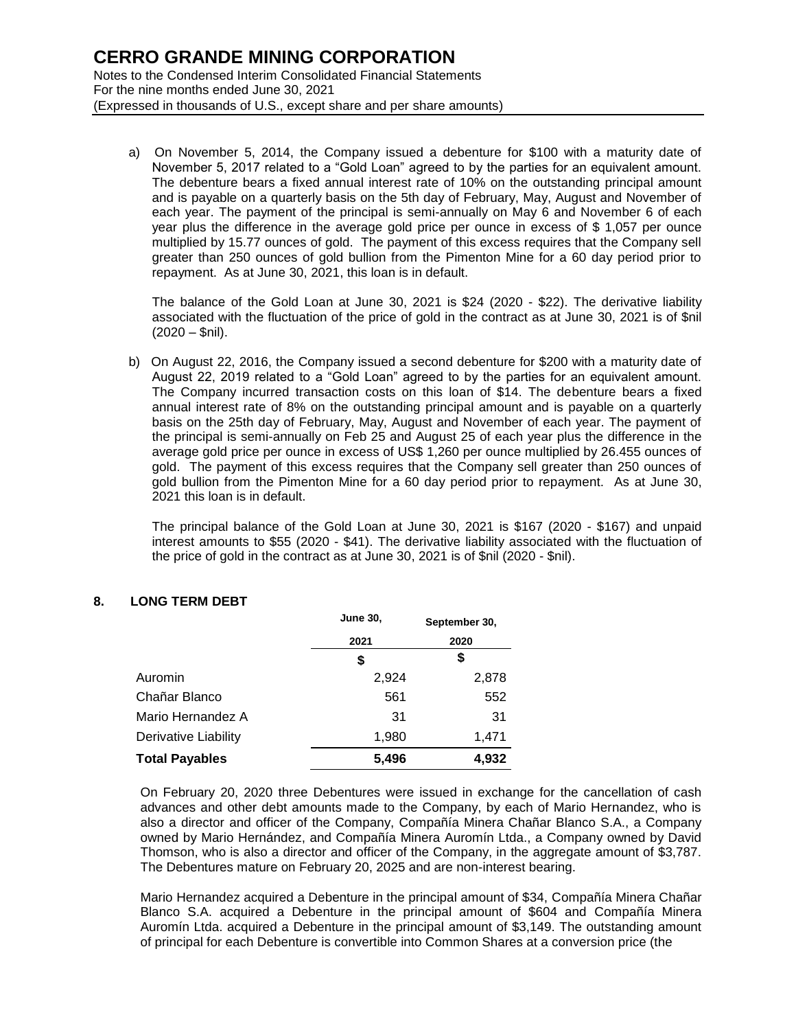a) On November 5, 2014, the Company issued a debenture for $100 with a maturity date of November 5, 2017 related to a "Gold Loan" agreed to by the parties for an equivalent amount. The debenture bears a fixed annual interest rate of 10% on the outstanding principal amount and is payable on a quarterly basis on the 5th day of February, May, August and November of each year. The payment of the principal is semi-annually on May 6 and November 6 of each year plus the difference in the average gold price per ounce in excess of $ 1,057 per ounce multiplied by 15.77 ounces of gold. The payment of this excess requires that the Company sell greater than 250 ounces of gold bullion from the Pimenton Mine for a 60 day period prior to repayment. As at June 30, 2021, this loan is in default.

The balance of the Gold Loan at June 30, 2021 is $24 (2020 - $22). The derivative liability associated with the fluctuation of the price of gold in the contract as at June 30, 2021 is of $nil (2020 – $nil).

b) On August 22, 2016, the Company issued a second debenture for $200 with a maturity date of August 22, 2019 related to a "Gold Loan" agreed to by the parties for an equivalent amount. The Company incurred transaction costs on this loan of $14. The debenture bears a fixed annual interest rate of 8% on the outstanding principal amount and is payable on a quarterly basis on the 25th day of February, May, August and November of each year. The payment of the principal is semi-annually on Feb 25 and August 25 of each year plus the difference in the average gold price per ounce in excess of US$ 1,260 per ounce multiplied by 26.455 ounces of gold. The payment of this excess requires that the Company sell greater than 250 ounces of gold bullion from the Pimenton Mine for a 60 day period prior to repayment. As at June 30, 2021 this loan is in default.

The principal balance of the Gold Loan at June 30, 2021 is $167 (2020 - $167) and unpaid interest amounts to $55 (2020 - $41). The derivative liability associated with the fluctuation of the price of gold in the contract as at June 30, 2021 is of $nil (2020 - $nil).

## 8. LONG TERM DEBT

| | June 30, 2021 | September 30, 2020 |
|---|---|---|
| | $ | $ |
| Auromin | 2,924 | 2,878 |
| Chañar Blanco | 561 | 552 |
| Mario Hernandez A | 31 | 31 |
| Derivative Liability | 1,980 | 1,471 |
| **Total Payables** | **5,496** | **4,932** |

On February 20, 2020 three Debentures were issued in exchange for the cancellation of cash advances and other debt amounts made to the Company, by each of Mario Hernandez, who is also a director and officer of the Company, Compañía Minera Chañar Blanco S.A., a Company owned by Mario Hernández, and Compañía Minera Auromín Ltda., a Company owned by David Thomson, who is also a director and officer of the Company, in the aggregate amount of $3,787. The Debentures mature on February 20, 2025 and are non-interest bearing.

Mario Hernandez acquired a Debenture in the principal amount of $34, Compañía Minera Chañar Blanco S.A. acquired a Debenture in the principal amount of $604 and Compañía Minera Auromín Ltda. acquired a Debenture in the principal amount of $3,149. The outstanding amount of principal for each Debenture is convertible into Common Shares at a conversion price (the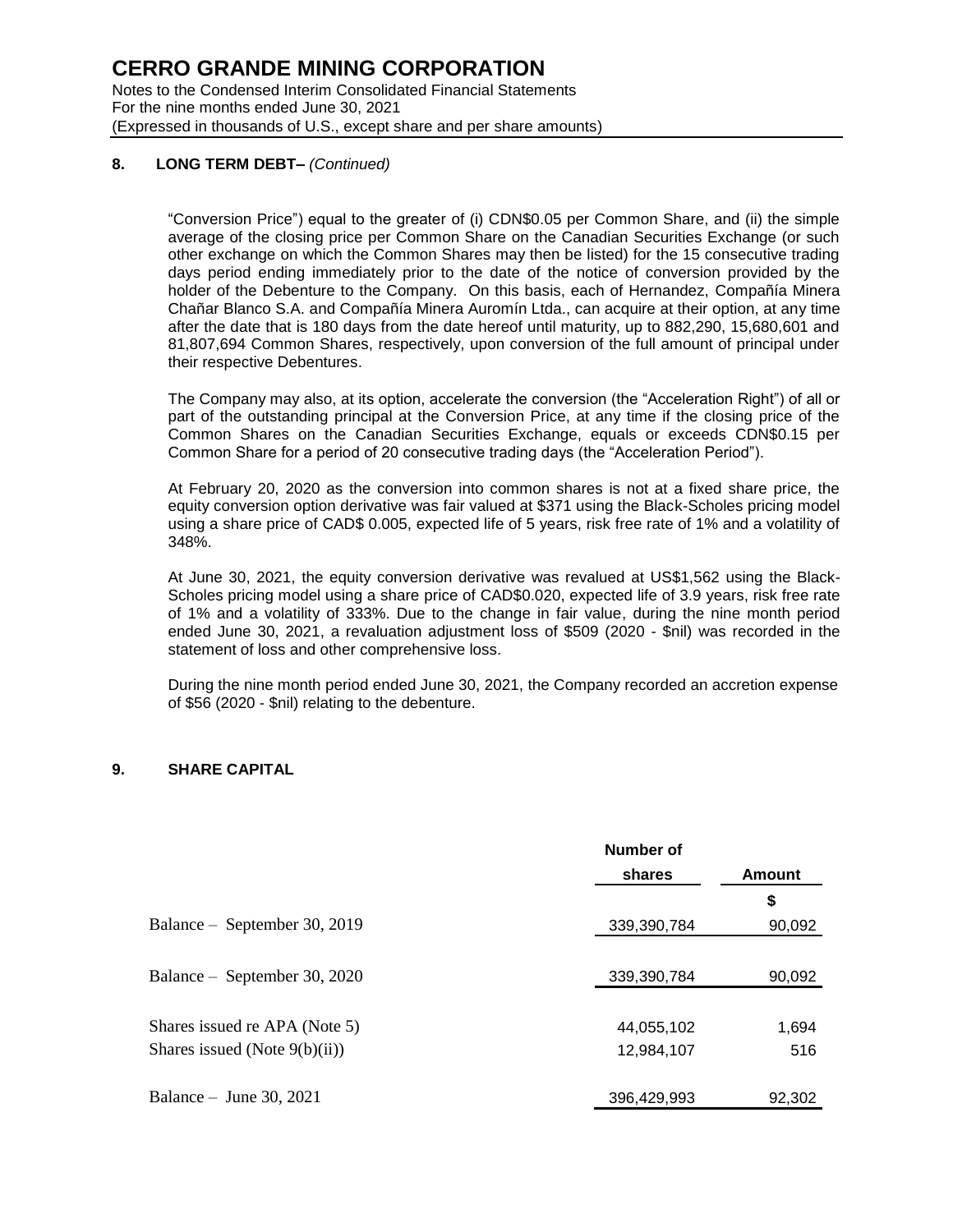## 8. LONG TERM DEBT– *(Continued)*

“Conversion Price”) equal to the greater of (i) CDN$0.05 per Common Share, and (ii) the simple average of the closing price per Common Share on the Canadian Securities Exchange (or such other exchange on which the Common Shares may then be listed) for the 15 consecutive trading days period ending immediately prior to the date of the notice of conversion provided by the holder of the Debenture to the Company. On this basis, each of Hernandez, Compañía Minera Chañar Blanco S.A. and Compañía Minera Auromín Ltda., can acquire at their option, at any time after the date that is 180 days from the date hereof until maturity, up to 882,290, 15,680,601 and 81,807,694 Common Shares, respectively, upon conversion of the full amount of principal under their respective Debentures.

The Company may also, at its option, accelerate the conversion (the “Acceleration Right”) of all or part of the outstanding principal at the Conversion Price, at any time if the closing price of the Common Shares on the Canadian Securities Exchange, equals or exceeds CDN$0.15 per Common Share for a period of 20 consecutive trading days (the “Acceleration Period”).

At February 20, 2020 as the conversion into common shares is not at a fixed share price, the equity conversion option derivative was fair valued at $371 using the Black-Scholes pricing model using a share price of CAD$ 0.005, expected life of 5 years, risk free rate of 1% and a volatility of 348%.

At June 30, 2021, the equity conversion derivative was revalued at US$1,562 using the Black-Scholes pricing model using a share price of CAD$0.020, expected life of 3.9 years, risk free rate of 1% and a volatility of 333%. Due to the change in fair value, during the nine month period ended June 30, 2021, a revaluation adjustment loss of $509 (2020 - $nil) was recorded in the statement of loss and other comprehensive loss.

During the nine month period ended June 30, 2021, the Company recorded an accretion expense of $56 (2020 - $nil) relating to the debenture.

## 9. SHARE CAPITAL

| | Number of shares | Amount |
|---|---|---|
| | | $ |
| Balance – September 30, 2019 | 339,390,784 | 90,092 |
| Balance – September 30, 2020 | 339,390,784 | 90,092 |
| Shares issued re APA (Note 5) | 44,055,102 | 1,694 |
| Shares issued (Note 9(b)(ii)) | 12,984,107 | 516 |
| Balance – June 30, 2021 | 396,429,993 | 92,302 |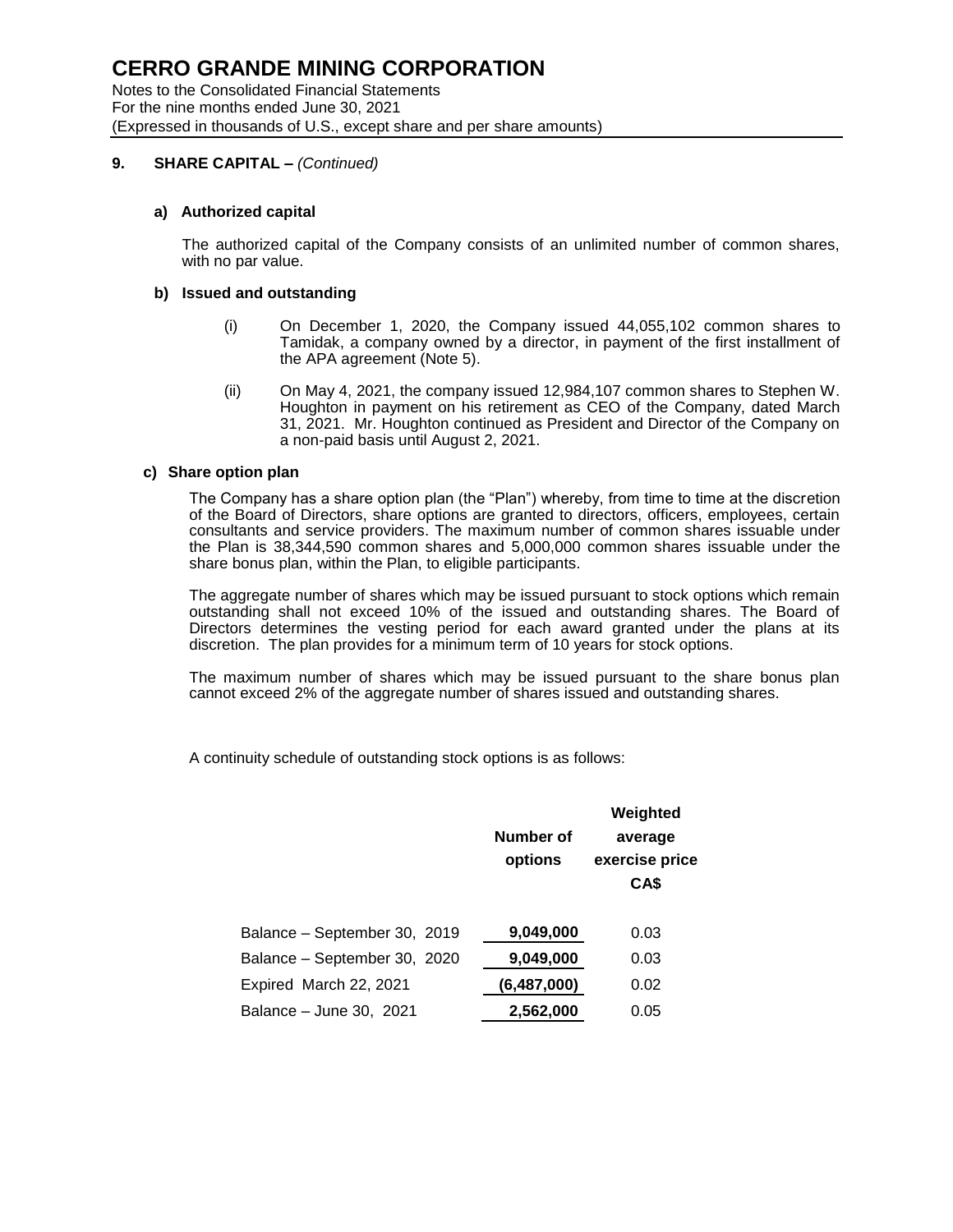# CERRO GRANDE MINING CORPORATION

Notes to the Consolidated Financial Statements
For the nine months ended June 30, 2021
(Expressed in thousands of U.S., except share and per share amounts)

## 9. SHARE CAPITAL – *(Continued)*

### a) Authorized capital

The authorized capital of the Company consists of an unlimited number of common shares, with no par value.

### b) Issued and outstanding

(i) On December 1, 2020, the Company issued 44,055,102 common shares to Tamidak, a company owned by a director, in payment of the first installment of the APA agreement (Note 5).

(ii) On May 4, 2021, the company issued 12,984,107 common shares to Stephen W. Houghton in payment on his retirement as CEO of the Company, dated March 31, 2021. Mr. Houghton continued as President and Director of the Company on a non-paid basis until August 2, 2021.

### c) Share option plan

The Company has a share option plan (the "Plan") whereby, from time to time at the discretion of the Board of Directors, share options are granted to directors, officers, employees, certain consultants and service providers. The maximum number of common shares issuable under the Plan is 38,344,590 common shares and 5,000,000 common shares issuable under the share bonus plan, within the Plan, to eligible participants.

The aggregate number of shares which may be issued pursuant to stock options which remain outstanding shall not exceed 10% of the issued and outstanding shares. The Board of Directors determines the vesting period for each award granted under the plans at its discretion. The plan provides for a minimum term of 10 years for stock options.

The maximum number of shares which may be issued pursuant to the share bonus plan cannot exceed 2% of the aggregate number of shares issued and outstanding shares.

A continuity schedule of outstanding stock options is as follows:

| | Number of options | Weighted average exercise price CA$ |
|---|---|---|
| Balance – September 30, 2019 | **9,049,000** | 0.03 |
| Balance – September 30, 2020 | **9,049,000** | 0.03 |
| Expired March 22, 2021 | **(6,487,000)** | 0.02 |
| Balance – June 30, 2021 | **2,562,000** | 0.05 |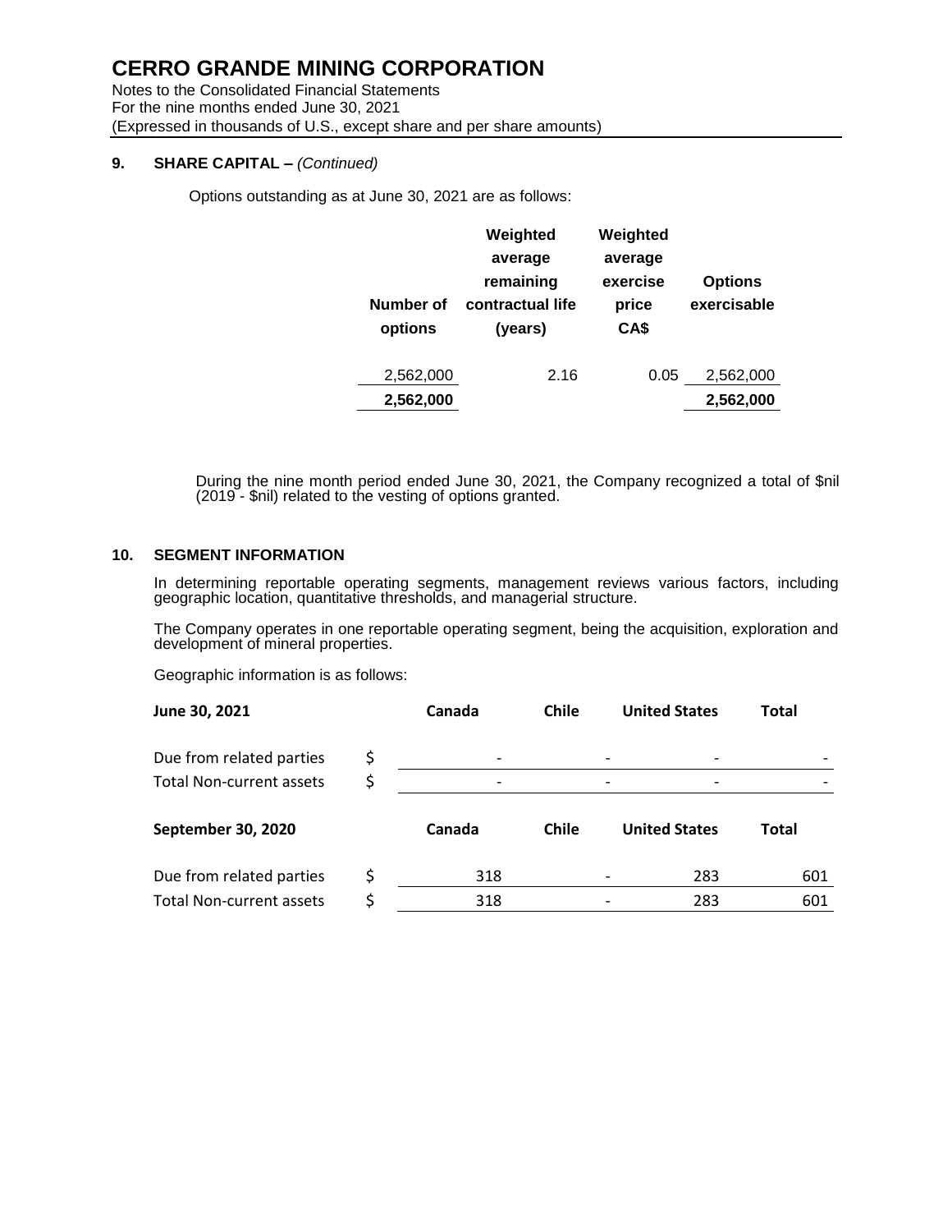## 9. SHARE CAPITAL – *(Continued)*

Options outstanding as at June 30, 2021 are as follows:

| Number of options | Weighted average remaining contractual life (years) | Weighted average exercise price CA$ | Options exercisable |
|---|---|---|---|
| 2,562,000 | 2.16 | 0.05 | 2,562,000 |
| **2,562,000** | | | **2,562,000** |

During the nine month period ended June 30, 2021, the Company recognized a total of $nil (2019 - $nil) related to the vesting of options granted.

## 10. SEGMENT INFORMATION

In determining reportable operating segments, management reviews various factors, including geographic location, quantitative thresholds, and managerial structure.

The Company operates in one reportable operating segment, being the acquisition, exploration and development of mineral properties.

Geographic information is as follows:

| **June 30, 2021** | | **Canada** | **Chile** | **United States** | **Total** |
|---|---|---|---|---|---|
| Due from related parties | $ | - | - | - | - |
| Total Non-current assets | $ | - | - | - | - |

| **September 30, 2020** | | **Canada** | **Chile** | **United States** | **Total** |
|---|---|---|---|---|---|
| Due from related parties | $ | 318 | - | 283 | 601 |
| Total Non-current assets | $ | 318 | - | 283 | 601 |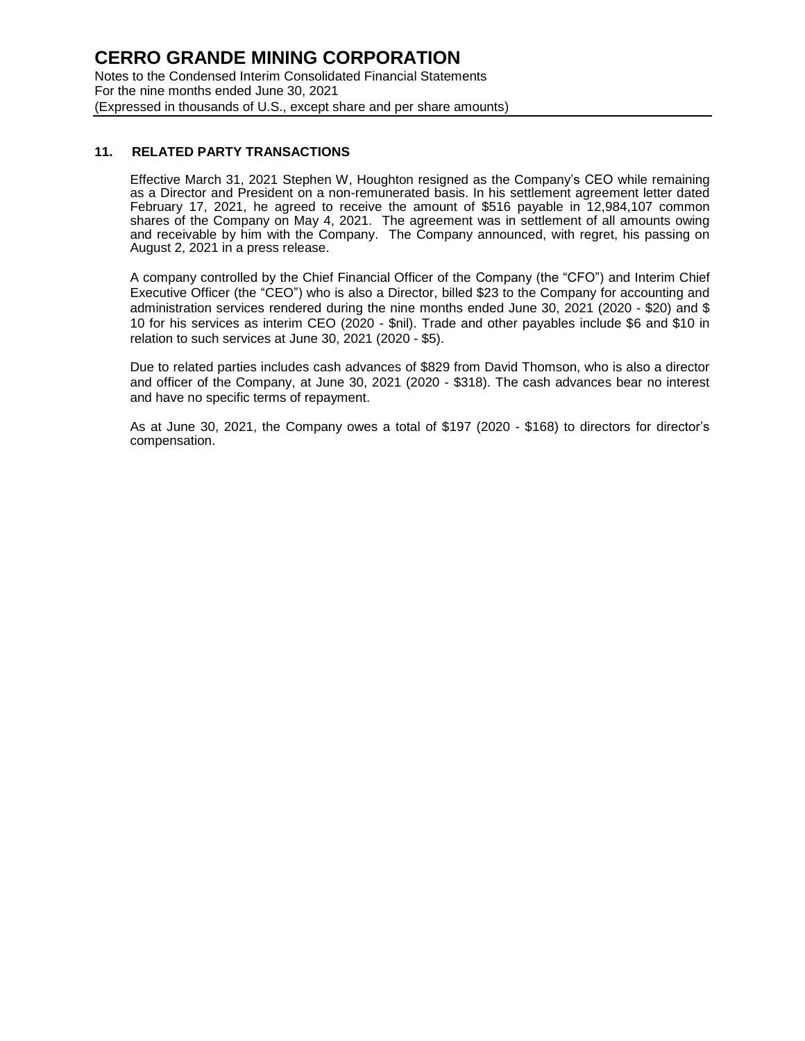## 11. RELATED PARTY TRANSACTIONS

Effective March 31, 2021 Stephen W, Houghton resigned as the Company's CEO while remaining as a Director and President on a non-remunerated basis. In his settlement agreement letter dated February 17, 2021, he agreed to receive the amount of $516 payable in 12,984,107 common shares of the Company on May 4, 2021. The agreement was in settlement of all amounts owing and receivable by him with the Company. The Company announced, with regret, his passing on August 2, 2021 in a press release.

A company controlled by the Chief Financial Officer of the Company (the "CFO") and Interim Chief Executive Officer (the "CEO") who is also a Director, billed $23 to the Company for accounting and administration services rendered during the nine months ended June 30, 2021 (2020 - $20) and $ 10 for his services as interim CEO (2020 - $nil). Trade and other payables include $6 and $10 in relation to such services at June 30, 2021 (2020 - $5).

Due to related parties includes cash advances of $829 from David Thomson, who is also a director and officer of the Company, at June 30, 2021 (2020 - $318). The cash advances bear no interest and have no specific terms of repayment.

As at June 30, 2021, the Company owes a total of $197 (2020 - $168) to directors for director's compensation.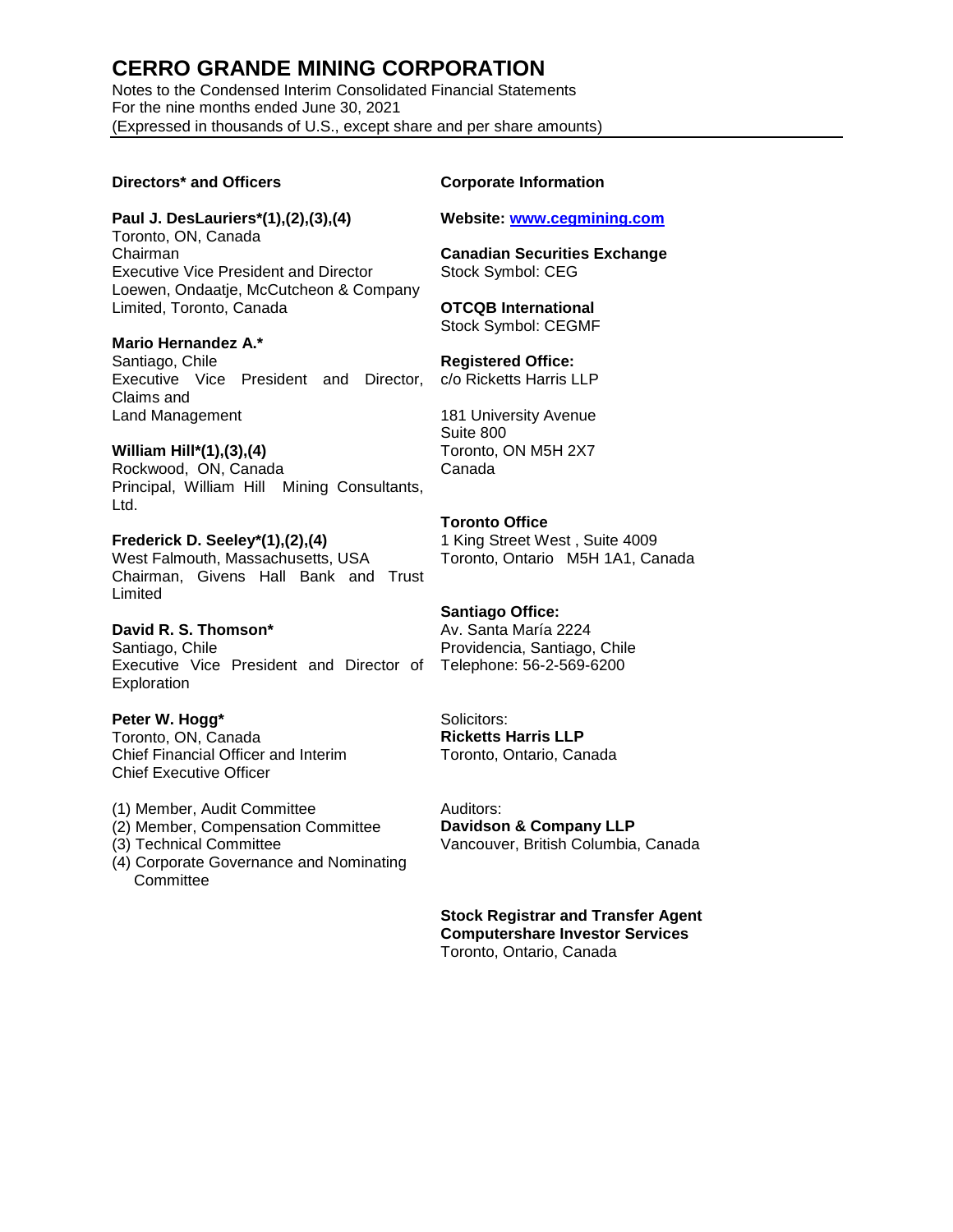# CERRO GRANDE MINING CORPORATION

Notes to the Condensed Interim Consolidated Financial Statements
For the nine months ended June 30, 2021
(Expressed in thousands of U.S., except share and per share amounts)

**Directors* and Officers**

**Paul J. DesLauriers*(1),(2),(3),(4)**
Toronto, ON, Canada
Chairman
Executive Vice President and Director
Loewen, Ondaatje, McCutcheon & Company Limited, Toronto, Canada

**Mario Hernandez A.***
Santiago, Chile
Executive Vice President and Director, Claims and
Land Management

**William Hill*(1),(3),(4)**
Rockwood, ON, Canada
Principal, William Hill Mining Consultants, Ltd.

**Frederick D. Seeley*(1),(2),(4)**
West Falmouth, Massachusetts, USA
Chairman, Givens Hall Bank and Trust Limited

**David R. S. Thomson***
Santiago, Chile
Executive Vice President and Director of Exploration

**Peter W. Hogg***
Toronto, ON, Canada
Chief Financial Officer and Interim
Chief Executive Officer

(1) Member, Audit Committee
(2) Member, Compensation Committee
(3) Technical Committee
(4) Corporate Governance and Nominating Committee

**Corporate Information**

**Website: [www.cegmining.com](http://www.cegmining.com)**

**Canadian Securities Exchange**
Stock Symbol: CEG

**OTCQB International**
Stock Symbol: CEGMF

**Registered Office:**
c/o Ricketts Harris LLP

181 University Avenue
Suite 800
Toronto, ON M5H 2X7
Canada

**Toronto Office**
1 King Street West , Suite 4009
Toronto, Ontario M5H 1A1, Canada

**Santiago Office:**
Av. Santa María 2224
Providencia, Santiago, Chile
Telephone: 56-2-569-6200

Solicitors:
**Ricketts Harris LLP**
Toronto, Ontario, Canada

Auditors:
**Davidson & Company LLP**
Vancouver, British Columbia, Canada

**Stock Registrar and Transfer Agent**
**Computershare Investor Services**
Toronto, Ontario, Canada